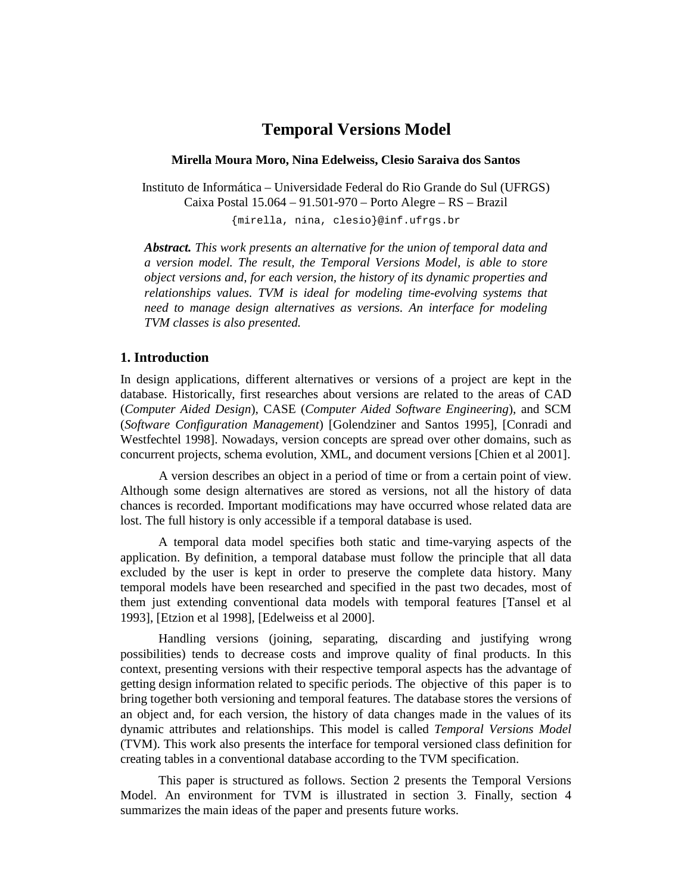# Temporal Versions Model

**Mirella Moura Moro, Nina Edelweiss, Clesio Saraiva dos Santos**

Instituto de Informática – Universidade Federal do Rio Grande do Sul (UFRGS)
Caixa Postal 15.064 – 91.501-970 – Porto Alegre – RS – Brazil

{mirella, nina, clesio}@inf.ufrgs.br

***Abstract.*** *This work presents an alternative for the union of temporal data and a version model. The result, the Temporal Versions Model, is able to store object versions and, for each version, the history of its dynamic properties and relationships values. TVM is ideal for modeling time-evolving systems that need to manage design alternatives as versions. An interface for modeling TVM classes is also presented.*

## 1. Introduction

In design applications, different alternatives or versions of a project are kept in the database. Historically, first researches about versions are related to the areas of CAD (*Computer Aided Design*), CASE (*Computer Aided Software Engineering*), and SCM (*Software Configuration Management*) [Golendziner and Santos 1995], [Conradi and Westfechtel 1998]. Nowadays, version concepts are spread over other domains, such as concurrent projects, schema evolution, XML, and document versions [Chien et al 2001].

A version describes an object in a period of time or from a certain point of view. Although some design alternatives are stored as versions, not all the history of data chances is recorded. Important modifications may have occurred whose related data are lost. The full history is only accessible if a temporal database is used.

A temporal data model specifies both static and time-varying aspects of the application. By definition, a temporal database must follow the principle that all data excluded by the user is kept in order to preserve the complete data history. Many temporal models have been researched and specified in the past two decades, most of them just extending conventional data models with temporal features [Tansel et al 1993], [Etzion et al 1998], [Edelweiss et al 2000].

Handling versions (joining, separating, discarding and justifying wrong possibilities) tends to decrease costs and improve quality of final products. In this context, presenting versions with their respective temporal aspects has the advantage of getting design information related to specific periods. The objective of this paper is to bring together both versioning and temporal features. The database stores the versions of an object and, for each version, the history of data changes made in the values of its dynamic attributes and relationships. This model is called *Temporal Versions Model* (TVM). This work also presents the interface for temporal versioned class definition for creating tables in a conventional database according to the TVM specification.

This paper is structured as follows. Section 2 presents the Temporal Versions Model. An environment for TVM is illustrated in section 3. Finally, section 4 summarizes the main ideas of the paper and presents future works.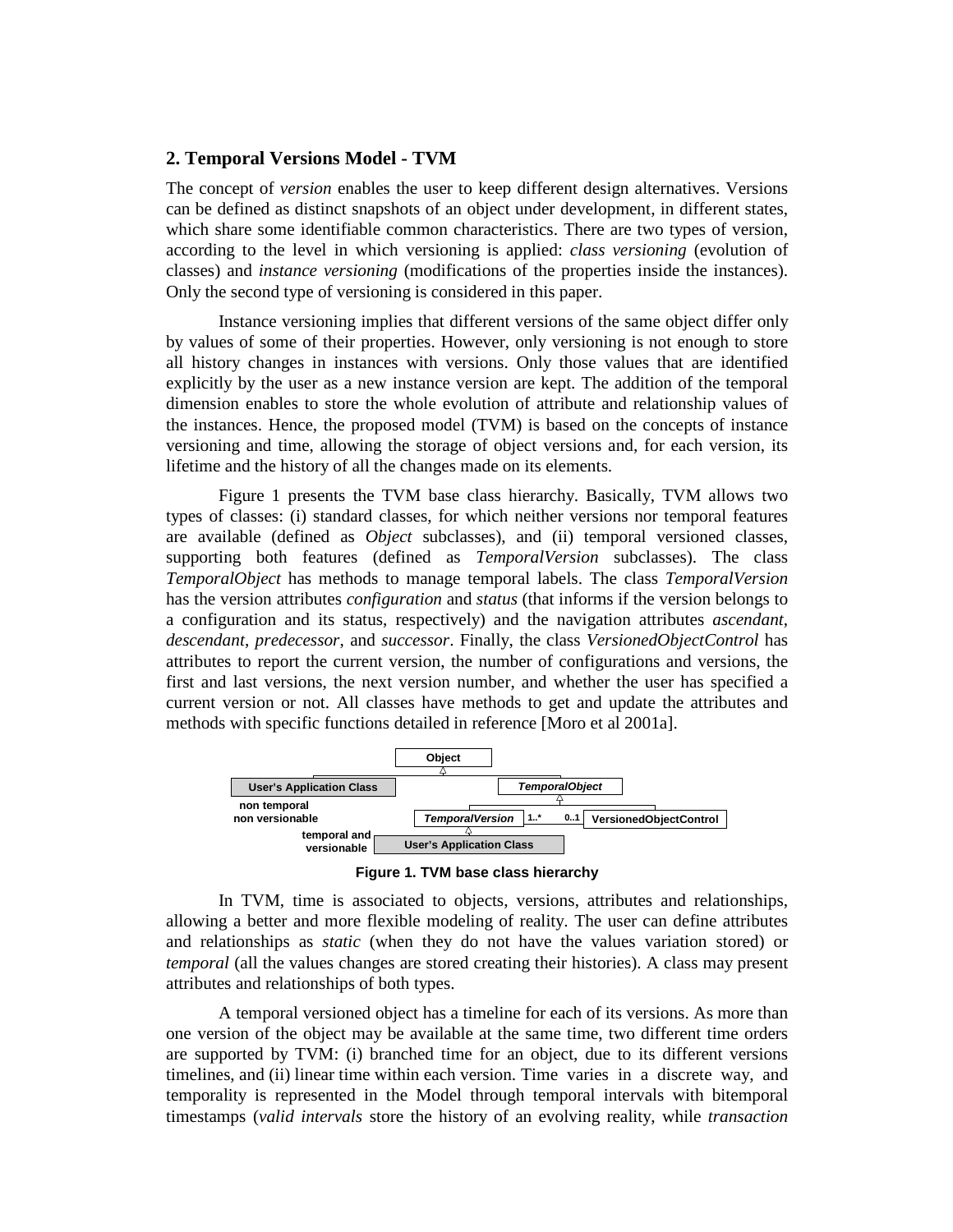## 2. Temporal Versions Model - TVM

The concept of *version* enables the user to keep different design alternatives. Versions can be defined as distinct snapshots of an object under development, in different states, which share some identifiable common characteristics. There are two types of version, according to the level in which versioning is applied: *class versioning* (evolution of classes) and *instance versioning* (modifications of the properties inside the instances). Only the second type of versioning is considered in this paper.

Instance versioning implies that different versions of the same object differ only by values of some of their properties. However, only versioning is not enough to store all history changes in instances with versions. Only those values that are identified explicitly by the user as a new instance version are kept. The addition of the temporal dimension enables to store the whole evolution of attribute and relationship values of the instances. Hence, the proposed model (TVM) is based on the concepts of instance versioning and time, allowing the storage of object versions and, for each version, its lifetime and the history of all the changes made on its elements.

Figure 1 presents the TVM base class hierarchy. Basically, TVM allows two types of classes: (i) standard classes, for which neither versions nor temporal features are available (defined as *Object* subclasses), and (ii) temporal versioned classes, supporting both features (defined as *TemporalVersion* subclasses). The class *TemporalObject* has methods to manage temporal labels. The class *TemporalVersion* has the version attributes *configuration* and *status* (that informs if the version belongs to a configuration and its status, respectively) and the navigation attributes *ascendant*, *descendant*, *predecessor*, and *successor*. Finally, the class *VersionedObjectControl* has attributes to report the current version, the number of configurations and versions, the first and last versions, the next version number, and whether the user has specified a current version or not. All classes have methods to get and update the attributes and methods with specific functions detailed in reference [Moro et al 2001a].

**Figure 1. TVM base class hierarchy**

In TVM, time is associated to objects, versions, attributes and relationships, allowing a better and more flexible modeling of reality. The user can define attributes and relationships as *static* (when they do not have the values variation stored) or *temporal* (all the values changes are stored creating their histories). A class may present attributes and relationships of both types.

A temporal versioned object has a timeline for each of its versions. As more than one version of the object may be available at the same time, two different time orders are supported by TVM: (i) branched time for an object, due to its different versions timelines, and (ii) linear time within each version. Time varies in a discrete way, and temporality is represented in the Model through temporal intervals with bitemporal timestamps (*valid intervals* store the history of an evolving reality, while *transaction*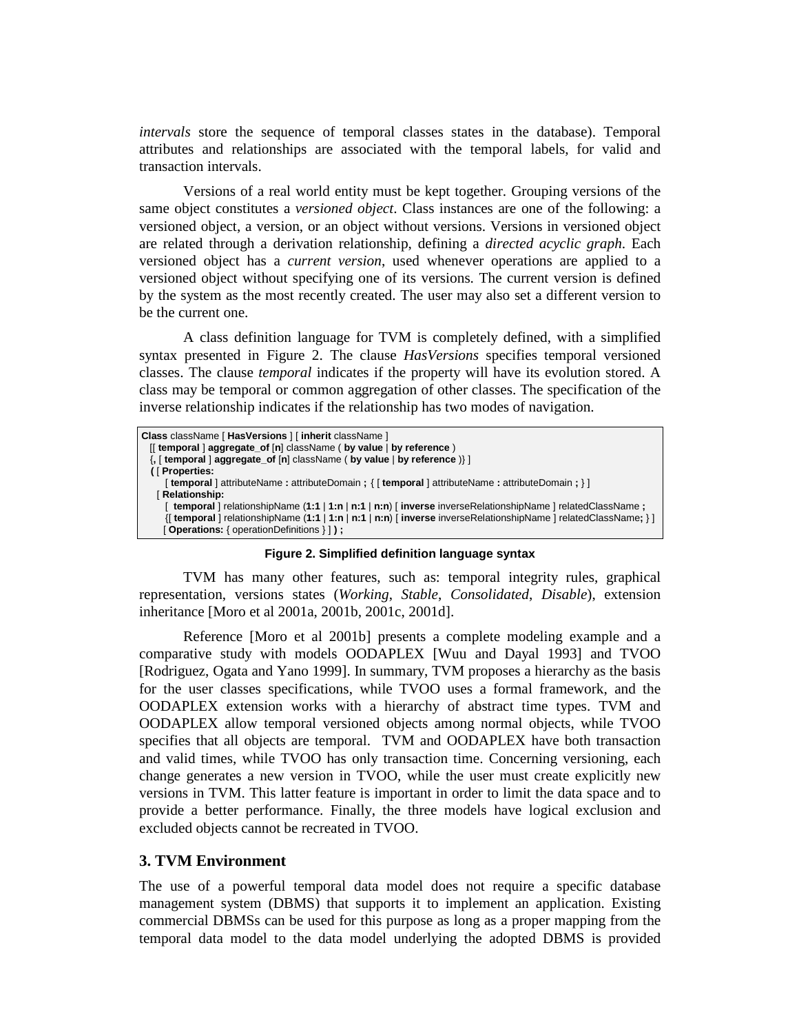*intervals* store the sequence of temporal classes states in the database). Temporal attributes and relationships are associated with the temporal labels, for valid and transaction intervals.

Versions of a real world entity must be kept together. Grouping versions of the same object constitutes a *versioned object*. Class instances are one of the following: a versioned object, a version, or an object without versions. Versions in versioned object are related through a derivation relationship, defining a *directed acyclic graph*. Each versioned object has a *current version*, used whenever operations are applied to a versioned object without specifying one of its versions. The current version is defined by the system as the most recently created. The user may also set a different version to be the current one.

A class definition language for TVM is completely defined, with a simplified syntax presented in Figure 2. The clause *HasVersions* specifies temporal versioned classes. The clause *temporal* indicates if the property will have its evolution stored. A class may be temporal or common aggregation of other classes. The specification of the inverse relationship indicates if the relationship has two modes of navigation.

```
Class className [ HasVersions ] [ inherit className ]
  [[ temporal ] aggregate_of [n] className ( by value | by reference )
  {, [ temporal ] aggregate_of [n] className ( by value | by reference )} ]
  ( [ Properties:
      [ temporal ] attributeName : attributeDomain ; { [ temporal ] attributeName : attributeDomain ; } ]
    [ Relationship:
      [  temporal ] relationshipName (1:1 | 1:n | n:1 | n:n) [ inverse inverseRelationshipName ] relatedClassName ;
      {[ temporal ] relationshipName (1:1 | 1:n | n:1 | n:n) [ inverse inverseRelationshipName ] relatedClassName; } ]
    [ Operations: { operationDefinitions } ] ) ;
```

**Figure 2. Simplified definition language syntax**

TVM has many other features, such as: temporal integrity rules, graphical representation, versions states (*Working*, *Stable*, *Consolidated*, *Disable*), extension inheritance [Moro et al 2001a, 2001b, 2001c, 2001d].

Reference [Moro et al 2001b] presents a complete modeling example and a comparative study with models OODAPLEX [Wuu and Dayal 1993] and TVOO [Rodriguez, Ogata and Yano 1999]. In summary, TVM proposes a hierarchy as the basis for the user classes specifications, while TVOO uses a formal framework, and the OODAPLEX extension works with a hierarchy of abstract time types. TVM and OODAPLEX allow temporal versioned objects among normal objects, while TVOO specifies that all objects are temporal. TVM and OODAPLEX have both transaction and valid times, while TVOO has only transaction time. Concerning versioning, each change generates a new version in TVOO, while the user must create explicitly new versions in TVM. This latter feature is important in order to limit the data space and to provide a better performance. Finally, the three models have logical exclusion and excluded objects cannot be recreated in TVOO.

## 3. TVM Environment

The use of a powerful temporal data model does not require a specific database management system (DBMS) that supports it to implement an application. Existing commercial DBMSs can be used for this purpose as long as a proper mapping from the temporal data model to the data model underlying the adopted DBMS is provided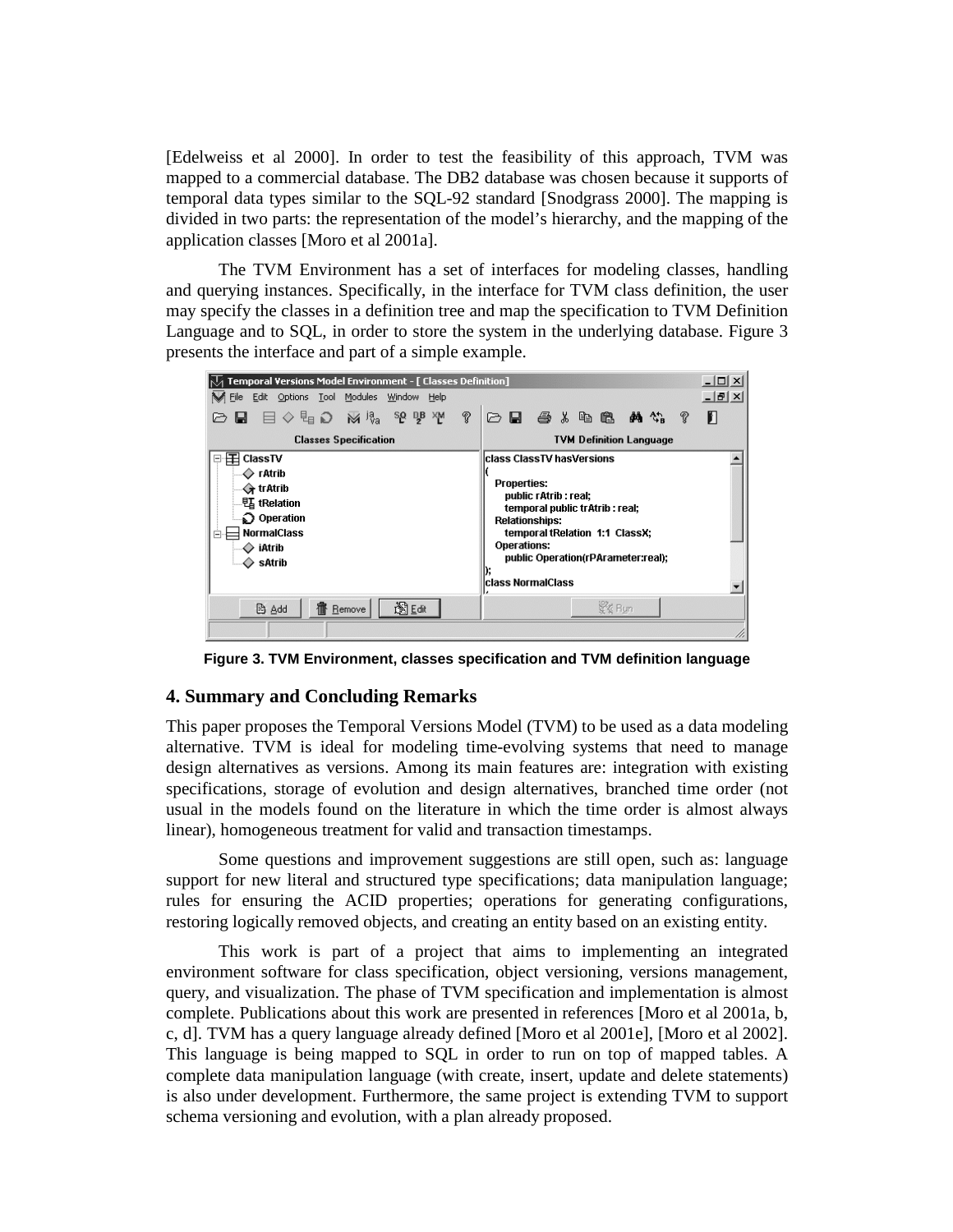[Edelweiss et al 2000]. In order to test the feasibility of this approach, TVM was mapped to a commercial database. The DB2 database was chosen because it supports of temporal data types similar to the SQL-92 standard [Snodgrass 2000]. The mapping is divided in two parts: the representation of the model's hierarchy, and the mapping of the application classes [Moro et al 2001a].

The TVM Environment has a set of interfaces for modeling classes, handling and querying instances. Specifically, in the interface for TVM class definition, the user may specify the classes in a definition tree and map the specification to TVM Definition Language and to SQL, in order to store the system in the underlying database. Figure 3 presents the interface and part of a simple example.

**Figure 3. TVM Environment, classes specification and TVM definition language**

## 4. Summary and Concluding Remarks

This paper proposes the Temporal Versions Model (TVM) to be used as a data modeling alternative. TVM is ideal for modeling time-evolving systems that need to manage design alternatives as versions. Among its main features are: integration with existing specifications, storage of evolution and design alternatives, branched time order (not usual in the models found on the literature in which the time order is almost always linear), homogeneous treatment for valid and transaction timestamps.

Some questions and improvement suggestions are still open, such as: language support for new literal and structured type specifications; data manipulation language; rules for ensuring the ACID properties; operations for generating configurations, restoring logically removed objects, and creating an entity based on an existing entity.

This work is part of a project that aims to implementing an integrated environment software for class specification, object versioning, versions management, query, and visualization. The phase of TVM specification and implementation is almost complete. Publications about this work are presented in references [Moro et al 2001a, b, c, d]. TVM has a query language already defined [Moro et al 2001e], [Moro et al 2002]. This language is being mapped to SQL in order to run on top of mapped tables. A complete data manipulation language (with create, insert, update and delete statements) is also under development. Furthermore, the same project is extending TVM to support schema versioning and evolution, with a plan already proposed.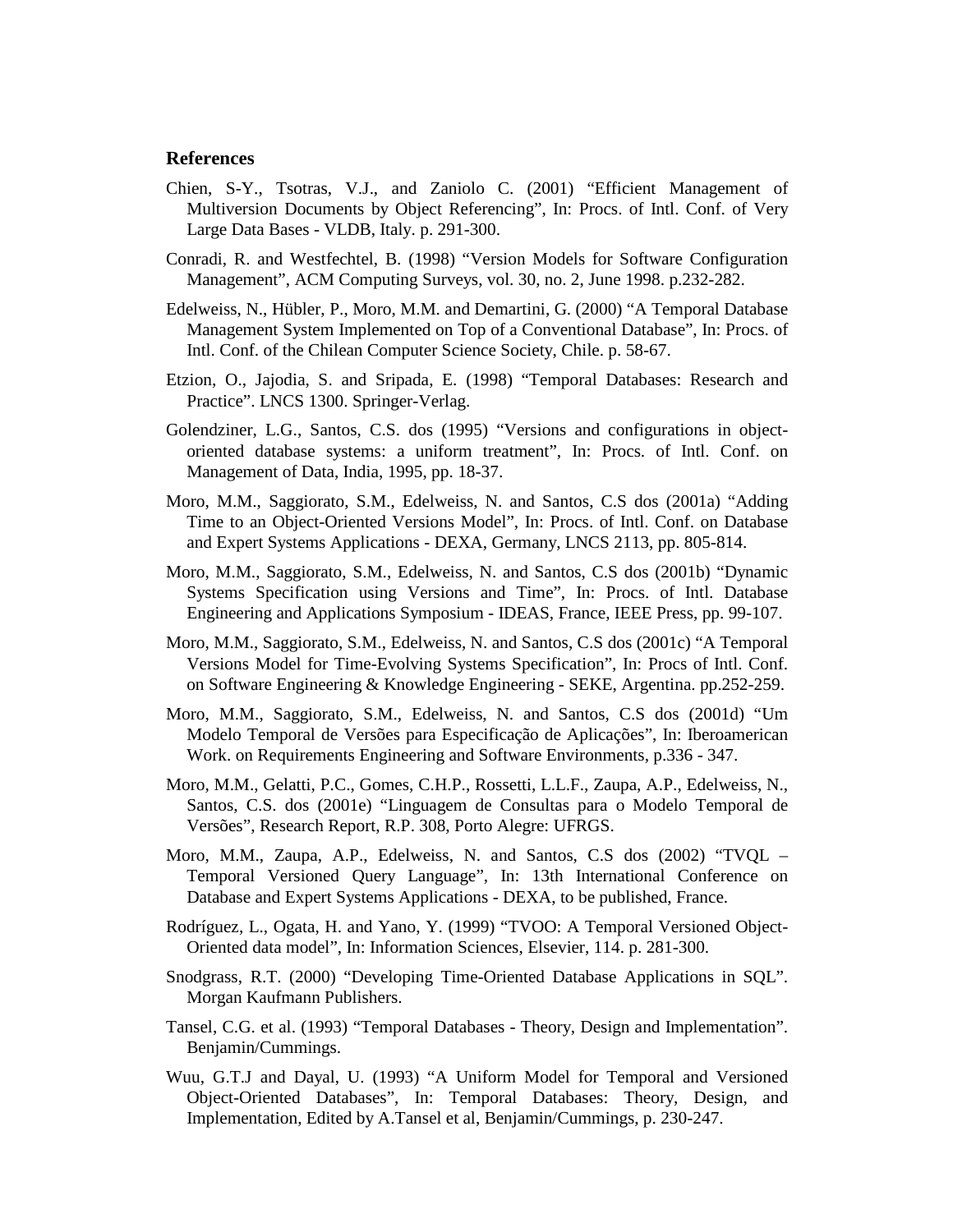## References

Chien, S-Y., Tsotras, V.J., and Zaniolo C. (2001) "Efficient Management of Multiversion Documents by Object Referencing", In: Procs. of Intl. Conf. of Very Large Data Bases - VLDB, Italy. p. 291-300.

Conradi, R. and Westfechtel, B. (1998) "Version Models for Software Configuration Management", ACM Computing Surveys, vol. 30, no. 2, June 1998. p.232-282.

Edelweiss, N., Hübler, P., Moro, M.M. and Demartini, G. (2000) "A Temporal Database Management System Implemented on Top of a Conventional Database", In: Procs. of Intl. Conf. of the Chilean Computer Science Society, Chile. p. 58-67.

Etzion, O., Jajodia, S. and Sripada, E. (1998) "Temporal Databases: Research and Practice". LNCS 1300. Springer-Verlag.

Golendziner, L.G., Santos, C.S. dos (1995) "Versions and configurations in object-oriented database systems: a uniform treatment", In: Procs. of Intl. Conf. on Management of Data, India, 1995, pp. 18-37.

Moro, M.M., Saggiorato, S.M., Edelweiss, N. and Santos, C.S dos (2001a) "Adding Time to an Object-Oriented Versions Model", In: Procs. of Intl. Conf. on Database and Expert Systems Applications - DEXA, Germany, LNCS 2113, pp. 805-814.

Moro, M.M., Saggiorato, S.M., Edelweiss, N. and Santos, C.S dos (2001b) "Dynamic Systems Specification using Versions and Time", In: Procs. of Intl. Database Engineering and Applications Symposium - IDEAS, France, IEEE Press, pp. 99-107.

Moro, M.M., Saggiorato, S.M., Edelweiss, N. and Santos, C.S dos (2001c) "A Temporal Versions Model for Time-Evolving Systems Specification", In: Procs of Intl. Conf. on Software Engineering & Knowledge Engineering - SEKE, Argentina. pp.252-259.

Moro, M.M., Saggiorato, S.M., Edelweiss, N. and Santos, C.S dos (2001d) "Um Modelo Temporal de Versões para Especificação de Aplicações", In: Iberoamerican Work. on Requirements Engineering and Software Environments, p.336 - 347.

Moro, M.M., Gelatti, P.C., Gomes, C.H.P., Rossetti, L.L.F., Zaupa, A.P., Edelweiss, N., Santos, C.S. dos (2001e) "Linguagem de Consultas para o Modelo Temporal de Versões", Research Report, R.P. 308, Porto Alegre: UFRGS.

Moro, M.M., Zaupa, A.P., Edelweiss, N. and Santos, C.S dos (2002) "TVQL – Temporal Versioned Query Language", In: 13th International Conference on Database and Expert Systems Applications - DEXA, to be published, France.

Rodríguez, L., Ogata, H. and Yano, Y. (1999) "TVOO: A Temporal Versioned Object-Oriented data model", In: Information Sciences, Elsevier, 114. p. 281-300.

Snodgrass, R.T. (2000) "Developing Time-Oriented Database Applications in SQL". Morgan Kaufmann Publishers.

Tansel, C.G. et al. (1993) "Temporal Databases - Theory, Design and Implementation". Benjamin/Cummings.

Wuu, G.T.J and Dayal, U. (1993) "A Uniform Model for Temporal and Versioned Object-Oriented Databases", In: Temporal Databases: Theory, Design, and Implementation, Edited by A.Tansel et al, Benjamin/Cummings, p. 230-247.